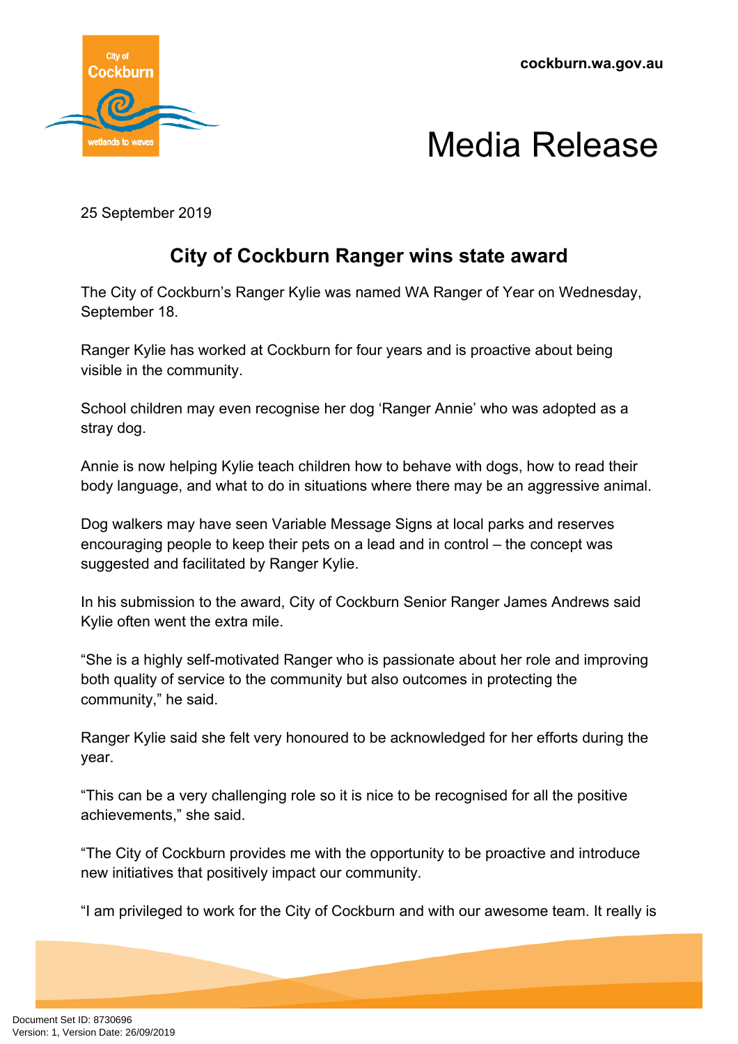# Media Release

25 September 2019

## City of Cockburn Ranger wins state award

The City of Cockburn's Ranger Kylie was named WA Ranger of Year on Wednesday, September 18.

Ranger Kylie has worked at Cockburn for four years and is proactive about being visible in the community.

School children may even recognise her dog 'Ranger Annie' who was adopted as a stray dog.

Annie is now helping Kylie teach children how to behave with dogs, how to read their body language, and what to do in situations where there may be an aggressive animal.

Dog walkers may have seen Variable Message Signs at local parks and reserves encouraging people to keep their pets on a lead and in control – the concept was suggested and facilitated by Ranger Kylie.

In his submission to the award, City of Cockburn Senior Ranger James Andrews said Kylie often went the extra mile.

"She is a highly self-motivated Ranger who is passionate about her role and improving both quality of service to the community but also outcomes in protecting the community," he said.

Ranger Kylie said she felt very honoured to be acknowledged for her efforts during the year.

"This can be a very challenging role so it is nice to be recognised for all the positive achievements," she said.

"The City of Cockburn provides me with the opportunity to be proactive and introduce new initiatives that positively impact our community.

"I am privileged to work for the City of Cockburn and with our awesome team. It really is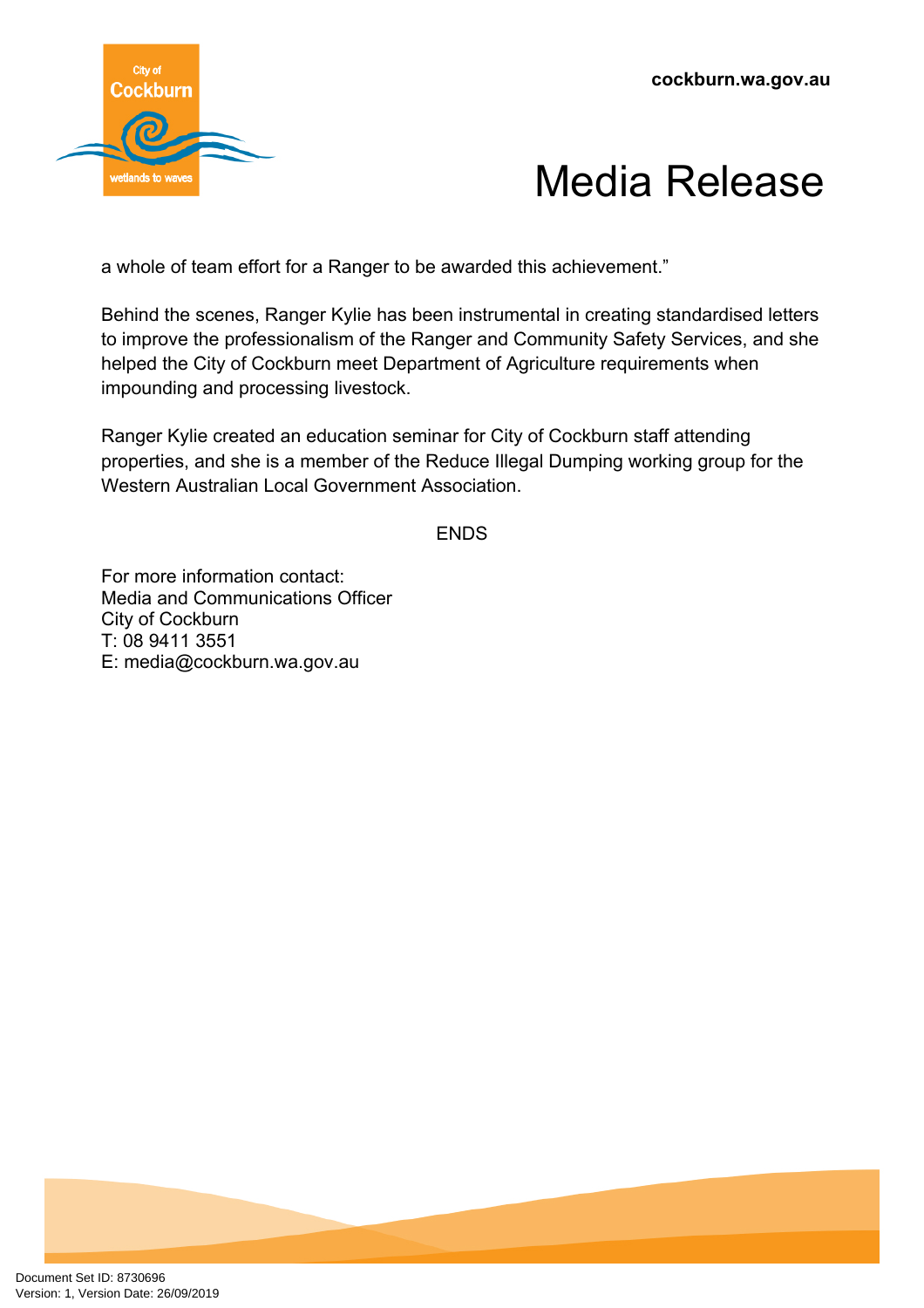a whole of team effort for a Ranger to be awarded this achievement."

Behind the scenes, Ranger Kylie has been instrumental in creating standardised letters to improve the professionalism of the Ranger and Community Safety Services, and she helped the City of Cockburn meet Department of Agriculture requirements when impounding and processing livestock.

Ranger Kylie created an education seminar for City of Cockburn staff attending properties, and she is a member of the Reduce Illegal Dumping working group for the Western Australian Local Government Association.

ENDS

For more information contact:  
Media and Communications Officer  
City of Cockburn  
T: 08 9411 3551  
E: media@cockburn.wa.gov.au